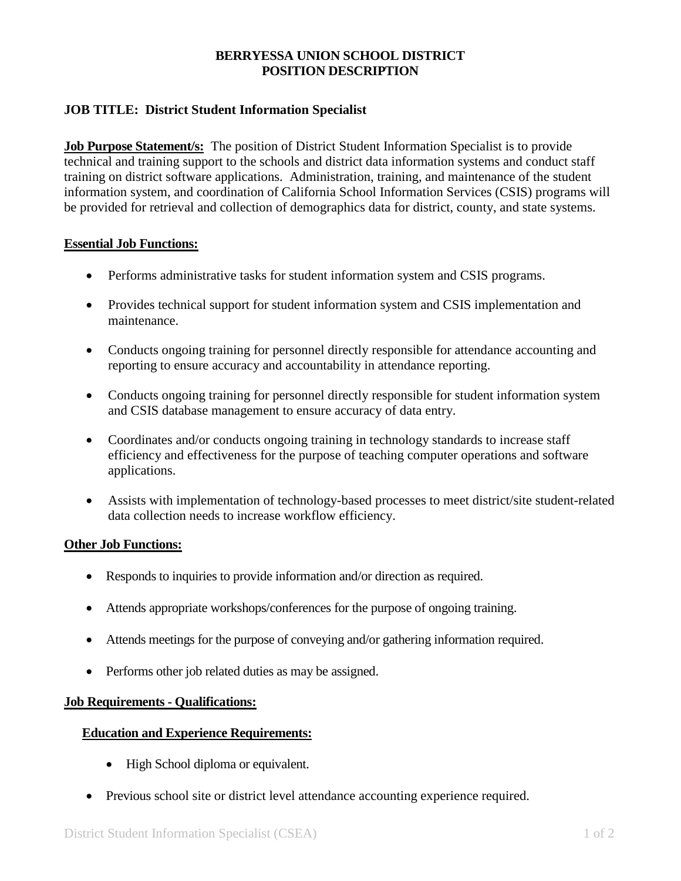**BERRYESSA UNION SCHOOL DISTRICT**
**POSITION DESCRIPTION**

**JOB TITLE: District Student Information Specialist**

**Job Purpose Statement/s:** The position of District Student Information Specialist is to provide technical and training support to the schools and district data information systems and conduct staff training on district software applications. Administration, training, and maintenance of the student information system, and coordination of California School Information Services (CSIS) programs will be provided for retrieval and collection of demographics data for district, county, and state systems.

**Essential Job Functions:**

- Performs administrative tasks for student information system and CSIS programs.
- Provides technical support for student information system and CSIS implementation and maintenance.
- Conducts ongoing training for personnel directly responsible for attendance accounting and reporting to ensure accuracy and accountability in attendance reporting.
- Conducts ongoing training for personnel directly responsible for student information system and CSIS database management to ensure accuracy of data entry.
- Coordinates and/or conducts ongoing training in technology standards to increase staff efficiency and effectiveness for the purpose of teaching computer operations and software applications.
- Assists with implementation of technology-based processes to meet district/site student-related data collection needs to increase workflow efficiency.

**Other Job Functions:**

- Responds to inquiries to provide information and/or direction as required.
- Attends appropriate workshops/conferences for the purpose of ongoing training.
- Attends meetings for the purpose of conveying and/or gathering information required.
- Performs other job related duties as may be assigned.

**Job Requirements - Qualifications:**

**Education and Experience Requirements:**

- High School diploma or equivalent.
- Previous school site or district level attendance accounting experience required.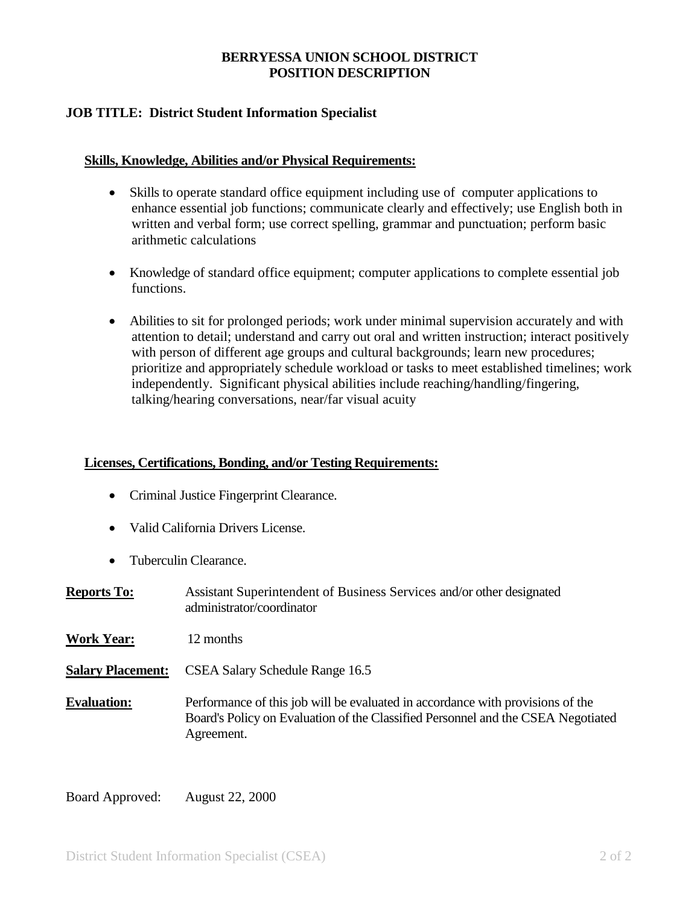**BERRYESSA UNION SCHOOL DISTRICT**
**POSITION DESCRIPTION**

**JOB TITLE: District Student Information Specialist**

**Skills, Knowledge, Abilities and/or Physical Requirements:**

- Skills to operate standard office equipment including use of computer applications to enhance essential job functions; communicate clearly and effectively; use English both in written and verbal form; use correct spelling, grammar and punctuation; perform basic arithmetic calculations
- Knowledge of standard office equipment; computer applications to complete essential job functions.
- Abilities to sit for prolonged periods; work under minimal supervision accurately and with attention to detail; understand and carry out oral and written instruction; interact positively with person of different age groups and cultural backgrounds; learn new procedures; prioritize and appropriately schedule workload or tasks to meet established timelines; work independently. Significant physical abilities include reaching/handling/fingering, talking/hearing conversations, near/far visual acuity

**Licenses, Certifications, Bonding, and/or Testing Requirements:**

- Criminal Justice Fingerprint Clearance.
- Valid California Drivers License.
- Tuberculin Clearance.

**Reports To:** Assistant Superintendent of Business Services and/or other designated administrator/coordinator

**Work Year:** 12 months

**Salary Placement:** CSEA Salary Schedule Range 16.5

**Evaluation:** Performance of this job will be evaluated in accordance with provisions of the Board's Policy on Evaluation of the Classified Personnel and the CSEA Negotiated Agreement.

Board Approved: August 22, 2000